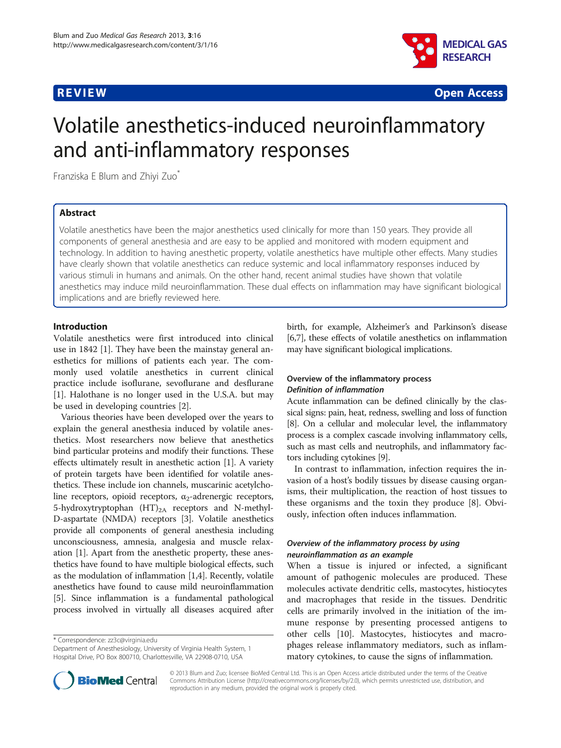REVIEW Open Access

# Volatile anesthetics-induced neuroinflammatory and anti-inflammatory responses

Franziska E Blum and Zhiyi Zuo*

## Abstract

Volatile anesthetics have been the major anesthetics used clinically for more than 150 years. They provide all components of general anesthesia and are easy to be applied and monitored with modern equipment and technology. In addition to having anesthetic property, volatile anesthetics have multiple other effects. Many studies have clearly shown that volatile anesthetics can reduce systemic and local inflammatory responses induced by various stimuli in humans and animals. On the other hand, recent animal studies have shown that volatile anesthetics may induce mild neuroinflammation. These dual effects on inflammation may have significant biological implications and are briefly reviewed here.

## Introduction

Volatile anesthetics were first introduced into clinical use in 1842 [1]. They have been the mainstay general anesthetics for millions of patients each year. The commonly used volatile anesthetics in current clinical practice include isoflurane, sevoflurane and desflurane [1]. Halothane is no longer used in the U.S.A. but may be used in developing countries [2].

Various theories have been developed over the years to explain the general anesthesia induced by volatile anesthetics. Most researchers now believe that anesthetics bind particular proteins and modify their functions. These effects ultimately result in anesthetic action [1]. A variety of protein targets have been identified for volatile anesthetics. These include ion channels, muscarinic acetylcholine receptors, opioid receptors, $\alpha_2$-adrenergic receptors, 5-hydroxytryptophan $(HT)_{2A}$ receptors and N-methyl-D-aspartate (NMDA) receptors [3]. Volatile anesthetics provide all components of general anesthesia including unconsciousness, amnesia, analgesia and muscle relaxation [1]. Apart from the anesthetic property, these anesthetics have found to have multiple biological effects, such as the modulation of inflammation [1,4]. Recently, volatile anesthetics have found to cause mild neuroinflammation [5]. Since inflammation is a fundamental pathological process involved in virtually all diseases acquired after birth, for example, Alzheimer's and Parkinson's disease [6,7], these effects of volatile anesthetics on inflammation may have significant biological implications.

## Overview of the inflammatory process

### *Definition of inflammation*

Acute inflammation can be defined clinically by the classical signs: pain, heat, redness, swelling and loss of function [8]. On a cellular and molecular level, the inflammatory process is a complex cascade involving inflammatory cells, such as mast cells and neutrophils, and inflammatory factors including cytokines [9].

In contrast to inflammation, infection requires the invasion of a host's bodily tissues by disease causing organisms, their multiplication, the reaction of host tissues to these organisms and the toxin they produce [8]. Obviously, infection often induces inflammation.

### *Overview of the inflammatory process by using neuroinflammation as an example*

When a tissue is injured or infected, a significant amount of pathogenic molecules are produced. These molecules activate dendritic cells, mastocytes, histiocytes and macrophages that reside in the tissues. Dendritic cells are primarily involved in the initiation of the immune response by presenting processed antigens to other cells [10]. Mastocytes, histiocytes and macrophages release inflammatory mediators, such as inflammatory cytokines, to cause the signs of inflammation.

\* Correspondence: zz3c@virginia.edu
Department of Anesthesiology, University of Virginia Health System, 1 Hospital Drive, PO Box 800710, Charlottesville, VA 22908-0710, USA

© 2013 Blum and Zuo; licensee BioMed Central Ltd. This is an Open Access article distributed under the terms of the Creative Commons Attribution License (http://creativecommons.org/licenses/by/2.0), which permits unrestricted use, distribution, and reproduction in any medium, provided the original work is properly cited.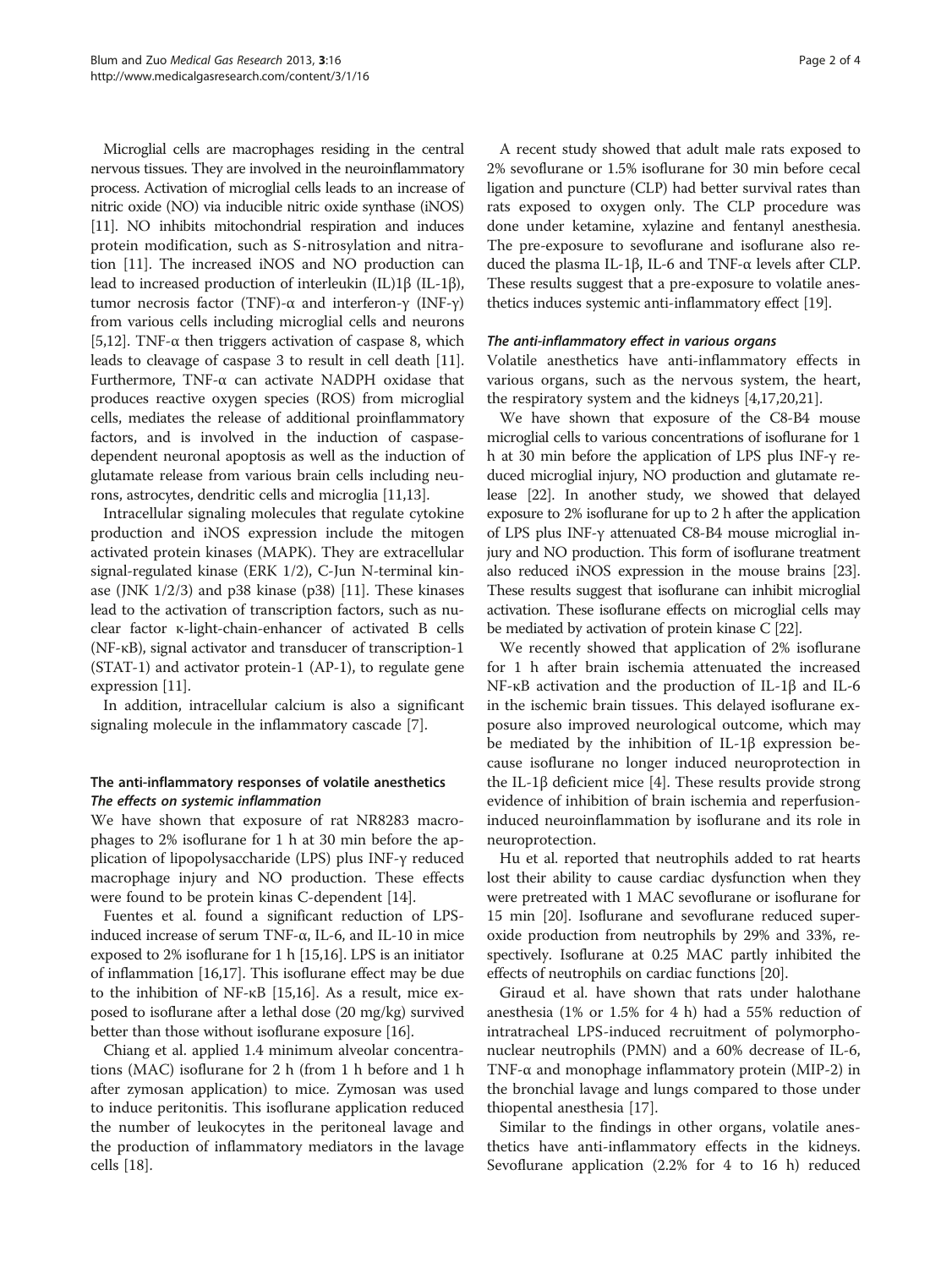Microglial cells are macrophages residing in the central nervous tissues. They are involved in the neuroinflammatory process. Activation of microglial cells leads to an increase of nitric oxide (NO) via inducible nitric oxide synthase (iNOS) [11]. NO inhibits mitochondrial respiration and induces protein modification, such as S-nitrosylation and nitration [11]. The increased iNOS and NO production can lead to increased production of interleukin (IL)1β (IL-1β), tumor necrosis factor (TNF)-α and interferon-γ (INF-γ) from various cells including microglial cells and neurons [5,12]. TNF-α then triggers activation of caspase 8, which leads to cleavage of caspase 3 to result in cell death [11]. Furthermore, TNF-α can activate NADPH oxidase that produces reactive oxygen species (ROS) from microglial cells, mediates the release of additional proinflammatory factors, and is involved in the induction of caspase-dependent neuronal apoptosis as well as the induction of glutamate release from various brain cells including neurons, astrocytes, dendritic cells and microglia [11,13].

Intracellular signaling molecules that regulate cytokine production and iNOS expression include the mitogen activated protein kinases (MAPK). They are extracellular signal-regulated kinase (ERK 1/2), C-Jun N-terminal kinase (JNK 1/2/3) and p38 kinase (p38) [11]. These kinases lead to the activation of transcription factors, such as nuclear factor κ-light-chain-enhancer of activated B cells (NF-κB), signal activator and transducer of transcription-1 (STAT-1) and activator protein-1 (AP-1), to regulate gene expression [11].

In addition, intracellular calcium is also a significant signaling molecule in the inflammatory cascade [7].

## The anti-inflammatory responses of volatile anesthetics

### *The effects on systemic inflammation*

We have shown that exposure of rat NR8283 macrophages to 2% isoflurane for 1 h at 30 min before the application of lipopolysaccharide (LPS) plus INF-γ reduced macrophage injury and NO production. These effects were found to be protein kinas C-dependent [14].

Fuentes et al. found a significant reduction of LPS-induced increase of serum TNF-α, IL-6, and IL-10 in mice exposed to 2% isoflurane for 1 h [15,16]. LPS is an initiator of inflammation [16,17]. This isoflurane effect may be due to the inhibition of NF-κB [15,16]. As a result, mice exposed to isoflurane after a lethal dose (20 mg/kg) survived better than those without isoflurane exposure [16].

Chiang et al. applied 1.4 minimum alveolar concentrations (MAC) isoflurane for 2 h (from 1 h before and 1 h after zymosan application) to mice. Zymosan was used to induce peritonitis. This isoflurane application reduced the number of leukocytes in the peritoneal lavage and the production of inflammatory mediators in the lavage cells [18].

A recent study showed that adult male rats exposed to 2% sevoflurane or 1.5% isoflurane for 30 min before cecal ligation and puncture (CLP) had better survival rates than rats exposed to oxygen only. The CLP procedure was done under ketamine, xylazine and fentanyl anesthesia. The pre-exposure to sevoflurane and isoflurane also reduced the plasma IL-1β, IL-6 and TNF-α levels after CLP. These results suggest that a pre-exposure to volatile anesthetics induces systemic anti-inflammatory effect [19].

### *The anti-inflammatory effect in various organs*

Volatile anesthetics have anti-inflammatory effects in various organs, such as the nervous system, the heart, the respiratory system and the kidneys [4,17,20,21].

We have shown that exposure of the C8-B4 mouse microglial cells to various concentrations of isoflurane for 1 h at 30 min before the application of LPS plus INF-γ reduced microglial injury, NO production and glutamate release [22]. In another study, we showed that delayed exposure to 2% isoflurane for up to 2 h after the application of LPS plus INF-γ attenuated C8-B4 mouse microglial injury and NO production. This form of isoflurane treatment also reduced iNOS expression in the mouse brains [23]. These results suggest that isoflurane can inhibit microglial activation. These isoflurane effects on microglial cells may be mediated by activation of protein kinase C [22].

We recently showed that application of 2% isoflurane for 1 h after brain ischemia attenuated the increased NF-κB activation and the production of IL-1β and IL-6 in the ischemic brain tissues. This delayed isoflurane exposure also improved neurological outcome, which may be mediated by the inhibition of IL-1β expression because isoflurane no longer induced neuroprotection in the IL-1β deficient mice [4]. These results provide strong evidence of inhibition of brain ischemia and reperfusion-induced neuroinflammation by isoflurane and its role in neuroprotection.

Hu et al. reported that neutrophils added to rat hearts lost their ability to cause cardiac dysfunction when they were pretreated with 1 MAC sevoflurane or isoflurane for 15 min [20]. Isoflurane and sevoflurane reduced superoxide production from neutrophils by 29% and 33%, respectively. Isoflurane at 0.25 MAC partly inhibited the effects of neutrophils on cardiac functions [20].

Giraud et al. have shown that rats under halothane anesthesia (1% or 1.5% for 4 h) had a 55% reduction of intratracheal LPS-induced recruitment of polymorphonuclear neutrophils (PMN) and a 60% decrease of IL-6, TNF-α and monophage inflammatory protein (MIP-2) in the bronchial lavage and lungs compared to those under thiopental anesthesia [17].

Similar to the findings in other organs, volatile anesthetics have anti-inflammatory effects in the kidneys. Sevoflurane application (2.2% for 4 to 16 h) reduced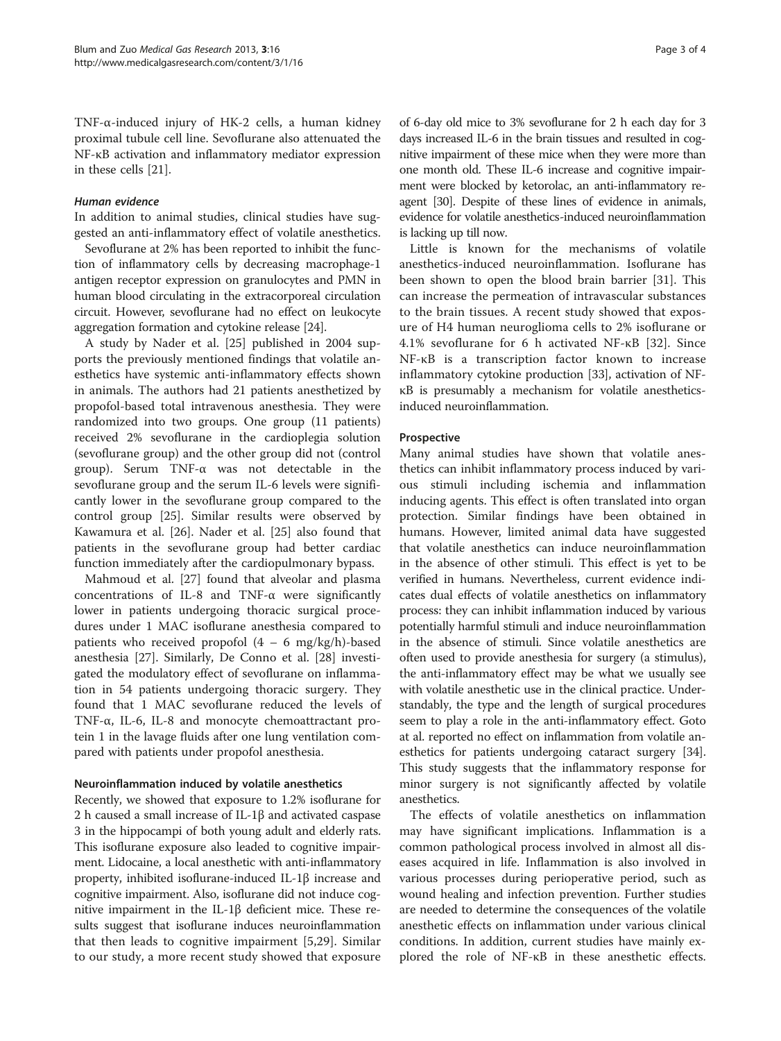TNF-α-induced injury of HK-2 cells, a human kidney proximal tubule cell line. Sevoflurane also attenuated the NF-κB activation and inflammatory mediator expression in these cells [21].

#### *Human evidence*

In addition to animal studies, clinical studies have suggested an anti-inflammatory effect of volatile anesthetics.

Sevoflurane at 2% has been reported to inhibit the function of inflammatory cells by decreasing macrophage-1 antigen receptor expression on granulocytes and PMN in human blood circulating in the extracorporeal circulation circuit. However, sevoflurane had no effect on leukocyte aggregation formation and cytokine release [24].

A study by Nader et al. [25] published in 2004 supports the previously mentioned findings that volatile anesthetics have systemic anti-inflammatory effects shown in animals. The authors had 21 patients anesthetized by propofol-based total intravenous anesthesia. They were randomized into two groups. One group (11 patients) received 2% sevoflurane in the cardioplegia solution (sevoflurane group) and the other group did not (control group). Serum TNF-α was not detectable in the sevoflurane group and the serum IL-6 levels were significantly lower in the sevoflurane group compared to the control group [25]. Similar results were observed by Kawamura et al. [26]. Nader et al. [25] also found that patients in the sevoflurane group had better cardiac function immediately after the cardiopulmonary bypass.

Mahmoud et al. [27] found that alveolar and plasma concentrations of IL-8 and TNF-α were significantly lower in patients undergoing thoracic surgical procedures under 1 MAC isoflurane anesthesia compared to patients who received propofol (4 – 6 mg/kg/h)-based anesthesia [27]. Similarly, De Conno et al. [28] investigated the modulatory effect of sevoflurane on inflammation in 54 patients undergoing thoracic surgery. They found that 1 MAC sevoflurane reduced the levels of TNF-α, IL-6, IL-8 and monocyte chemoattractant protein 1 in the lavage fluids after one lung ventilation compared with patients under propofol anesthesia.

### Neuroinflammation induced by volatile anesthetics

Recently, we showed that exposure to 1.2% isoflurane for 2 h caused a small increase of IL-1β and activated caspase 3 in the hippocampi of both young adult and elderly rats. This isoflurane exposure also leaded to cognitive impairment. Lidocaine, a local anesthetic with anti-inflammatory property, inhibited isoflurane-induced IL-1β increase and cognitive impairment. Also, isoflurane did not induce cognitive impairment in the IL-1β deficient mice. These results suggest that isoflurane induces neuroinflammation that then leads to cognitive impairment [5,29]. Similar to our study, a more recent study showed that exposure of 6-day old mice to 3% sevoflurane for 2 h each day for 3 days increased IL-6 in the brain tissues and resulted in cognitive impairment of these mice when they were more than one month old. These IL-6 increase and cognitive impairment were blocked by ketorolac, an anti-inflammatory reagent [30]. Despite of these lines of evidence in animals, evidence for volatile anesthetics-induced neuroinflammation is lacking up till now.

Little is known for the mechanisms of volatile anesthetics-induced neuroinflammation. Isoflurane has been shown to open the blood brain barrier [31]. This can increase the permeation of intravascular substances to the brain tissues. A recent study showed that exposure of H4 human neuroglioma cells to 2% isoflurane or 4.1% sevoflurane for 6 h activated NF-κB [32]. Since NF-κB is a transcription factor known to increase inflammatory cytokine production [33], activation of NF-κB is presumably a mechanism for volatile anesthetics-induced neuroinflammation.

### Prospective

Many animal studies have shown that volatile anesthetics can inhibit inflammatory process induced by various stimuli including ischemia and inflammation inducing agents. This effect is often translated into organ protection. Similar findings have been obtained in humans. However, limited animal data have suggested that volatile anesthetics can induce neuroinflammation in the absence of other stimuli. This effect is yet to be verified in humans. Nevertheless, current evidence indicates dual effects of volatile anesthetics on inflammatory process: they can inhibit inflammation induced by various potentially harmful stimuli and induce neuroinflammation in the absence of stimuli. Since volatile anesthetics are often used to provide anesthesia for surgery (a stimulus), the anti-inflammatory effect may be what we usually see with volatile anesthetic use in the clinical practice. Understandably, the type and the length of surgical procedures seem to play a role in the anti-inflammatory effect. Goto at al. reported no effect on inflammation from volatile anesthetics for patients undergoing cataract surgery [34]. This study suggests that the inflammatory response for minor surgery is not significantly affected by volatile anesthetics.

The effects of volatile anesthetics on inflammation may have significant implications. Inflammation is a common pathological process involved in almost all diseases acquired in life. Inflammation is also involved in various processes during perioperative period, such as wound healing and infection prevention. Further studies are needed to determine the consequences of the volatile anesthetic effects on inflammation under various clinical conditions. In addition, current studies have mainly explored the role of NF-κB in these anesthetic effects.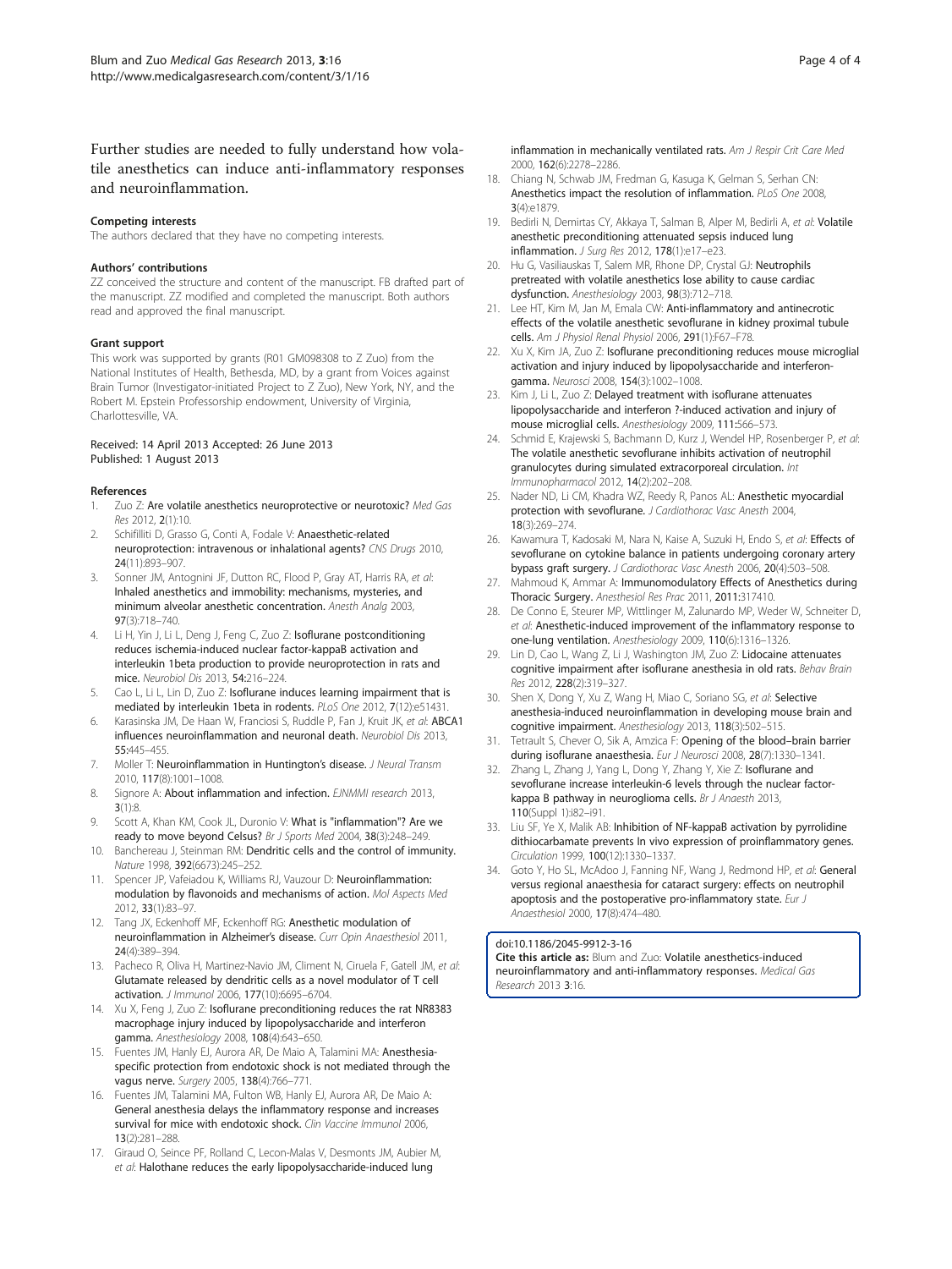Further studies are needed to fully understand how volatile anesthetics can induce anti-inflammatory responses and neuroinflammation.

#### Competing interests

The authors declared that they have no competing interests.

#### Authors' contributions

ZZ conceived the structure and content of the manuscript. FB drafted part of the manuscript. ZZ modified and completed the manuscript. Both authors read and approved the final manuscript.

#### Grant support

This work was supported by grants (R01 GM098308 to Z Zuo) from the National Institutes of Health, Bethesda, MD, by a grant from Voices against Brain Tumor (Investigator-initiated Project to Z Zuo), New York, NY, and the Robert M. Epstein Professorship endowment, University of Virginia, Charlottesville, VA.

Received: 14 April 2013 Accepted: 26 June 2013
Published: 1 August 2013

#### References

1. Zuo Z: **Are volatile anesthetics neuroprotective or neurotoxic?** *Med Gas Res* 2012, **2**(1):10.
2. Schifilliti D, Grasso G, Conti A, Fodale V: **Anaesthetic-related neuroprotection: intravenous or inhalational agents?** *CNS Drugs* 2010, **24**(11):893–907.
3. Sonner JM, Antognini JF, Dutton RC, Flood P, Gray AT, Harris RA, *et al*: **Inhaled anesthetics and immobility: mechanisms, mysteries, and minimum alveolar anesthetic concentration.** *Anesth Analg* 2003, **97**(3):718–740.
4. Li H, Yin J, Li L, Deng J, Feng C, Zuo Z: **Isoflurane postconditioning reduces ischemia-induced nuclear factor-kappaB activation and interleukin 1beta production to provide neuroprotection in rats and mice.** *Neurobiol Dis* 2013, **54**:216–224.
5. Cao L, Li L, Lin D, Zuo Z: **Isoflurane induces learning impairment that is mediated by interleukin 1beta in rodents.** *PLoS One* 2012, **7**(12):e51431.
6. Karasinska JM, De Haan W, Franciosi S, Ruddle P, Fan J, Kruit JK, *et al*: **ABCA1 influences neuroinflammation and neuronal death.** *Neurobiol Dis* 2013, **55**:445–455.
7. Moller T: **Neuroinflammation in Huntington's disease.** *J Neural Transm* 2010, **117**(8):1001–1008.
8. Signore A: **About inflammation and infection.** *EJNMMI research* 2013, **3**(1):8.
9. Scott A, Khan KM, Cook JL, Duronio V: **What is "inflammation"? Are we ready to move beyond Celsus?** *Br J Sports Med* 2004, **38**(3):248–249.
10. Banchereau J, Steinman RM: **Dendritic cells and the control of immunity.** *Nature* 1998, **392**(6673):245–252.
11. Spencer JP, Vafeiadou K, Williams RJ, Vauzour D: **Neuroinflammation: modulation by flavonoids and mechanisms of action.** *Mol Aspects Med* 2012, **33**(1):83–97.
12. Tang JX, Eckenhoff MF, Eckenhoff RG: **Anesthetic modulation of neuroinflammation in Alzheimer's disease.** *Curr Opin Anaesthesiol* 2011, **24**(4):389–394.
13. Pacheco R, Oliva H, Martinez-Navio JM, Climent N, Ciruela F, Gatell JM, *et al*: **Glutamate released by dendritic cells as a novel modulator of T cell activation.** *J Immunol* 2006, **177**(10):6695–6704.
14. Xu X, Feng J, Zuo Z: **Isoflurane preconditioning reduces the rat NR8383 macrophage injury induced by lipopolysaccharide and interferon gamma.** *Anesthesiology* 2008, **108**(4):643–650.
15. Fuentes JM, Hanly EJ, Aurora AR, De Maio A, Talamini MA: **Anesthesia-specific protection from endotoxic shock is not mediated through the vagus nerve.** *Surgery* 2005, **138**(4):766–771.
16. Fuentes JM, Talamini MA, Fulton WB, Hanly EJ, Aurora AR, De Maio A: **General anesthesia delays the inflammatory response and increases survival for mice with endotoxic shock.** *Clin Vaccine Immunol* 2006, **13**(2):281–288.
17. Giraud O, Seince PF, Rolland C, Lecon-Malas V, Desmonts JM, Aubier M, *et al*: **Halothane reduces the early lipopolysaccharide-induced lung inflammation in mechanically ventilated rats.** *Am J Respir Crit Care Med* 2000, **162**(6):2278–2286.
18. Chiang N, Schwab JM, Fredman G, Kasuga K, Gelman S, Serhan CN: **Anesthetics impact the resolution of inflammation.** *PLoS One* 2008, **3**(4):e1879.
19. Bedirli N, Demirtas CY, Akkaya T, Salman B, Alper M, Bedirli A, *et al*: **Volatile anesthetic preconditioning attenuated sepsis induced lung inflammation.** *J Surg Res* 2012, **178**(1):e17–e23.
20. Hu G, Vasiliauskas T, Salem MR, Rhone DP, Crystal GJ: **Neutrophils pretreated with volatile anesthetics lose ability to cause cardiac dysfunction.** *Anesthesiology* 2003, **98**(3):712–718.
21. Lee HT, Kim M, Jan M, Emala CW: **Anti-inflammatory and antinecrotic effects of the volatile anesthetic sevoflurane in kidney proximal tubule cells.** *Am J Physiol Renal Physiol* 2006, **291**(1):F67–F78.
22. Xu X, Kim JA, Zuo Z: **Isoflurane preconditioning reduces mouse microglial activation and injury induced by lipopolysaccharide and interferon-gamma.** *Neurosci* 2008, **154**(3):1002–1008.
23. Kim J, Li L, Zuo Z: **Delayed treatment with isoflurane attenuates lipopolysaccharide and interferon ?-induced activation and injury of mouse microglial cells.** *Anesthesiology* 2009, **111**:566–573.
24. Schmid E, Krajewski S, Bachmann D, Kurz J, Wendel HP, Rosenberger P, *et al*: **The volatile anesthetic sevoflurane inhibits activation of neutrophil granulocytes during simulated extracorporeal circulation.** *Int Immunopharmacol* 2012, **14**(2):202–208.
25. Nader ND, Li CM, Khadra WZ, Reedy R, Panos AL: **Anesthetic myocardial protection with sevoflurane.** *J Cardiothorac Vasc Anesth* 2004, **18**(3):269–274.
26. Kawamura T, Kadosaki M, Nara N, Kaise A, Suzuki H, Endo S, *et al*: **Effects of sevoflurane on cytokine balance in patients undergoing coronary artery bypass graft surgery.** *J Cardiothorac Vasc Anesth* 2006, **20**(4):503–508.
27. Mahmoud K, Ammar A: **Immunomodulatory Effects of Anesthetics during Thoracic Surgery.** *Anesthesiol Res Prac* 2011, **2011**:317410.
28. De Conno E, Steurer MP, Wittlinger M, Zalunardo MP, Weder W, Schneiter D, *et al*: **Anesthetic-induced improvement of the inflammatory response to one-lung ventilation.** *Anesthesiology* 2009, **110**(6):1316–1326.
29. Lin D, Cao L, Wang Z, Li J, Washington JM, Zuo Z: **Lidocaine attenuates cognitive impairment after isoflurane anesthesia in old rats.** *Behav Brain Res* 2012, **228**(2):319–327.
30. Shen X, Dong Y, Xu Z, Wang H, Miao C, Soriano SG, *et al*: **Selective anesthesia-induced neuroinflammation in developing mouse brain and cognitive impairment.** *Anesthesiology* 2013, **118**(3):502–515.
31. Tetrault S, Chever O, Sik A, Amzica F: **Opening of the blood–brain barrier during isoflurane anaesthesia.** *Eur J Neurosci* 2008, **28**(7):1330–1341.
32. Zhang L, Zhang J, Yang L, Dong Y, Zhang Y, Xie Z: **Isoflurane and sevoflurane increase interleukin-6 levels through the nuclear factor-kappa B pathway in neuroglioma cells.** *Br J Anaesth* 2013, **110**(Suppl 1):i82–i91.
33. Liu SF, Ye X, Malik AB: **Inhibition of NF-kappaB activation by pyrrolidine dithiocarbamate prevents In vivo expression of proinflammatory genes.** *Circulation* 1999, **100**(12):1330–1337.
34. Goto Y, Ho SL, McAdoo J, Fanning NF, Wang J, Redmond HP, *et al*: **General versus regional anaesthesia for cataract surgery: effects on neutrophil apoptosis and the postoperative pro-inflammatory state.** *Eur J Anaesthesiol* 2000, **17**(8):474–480.

doi:10.1186/2045-9912-3-16
**Cite this article as:** Blum and Zuo: Volatile anesthetics-induced neuroinflammatory and anti-inflammatory responses. *Medical Gas Research* 2013 **3**:16.